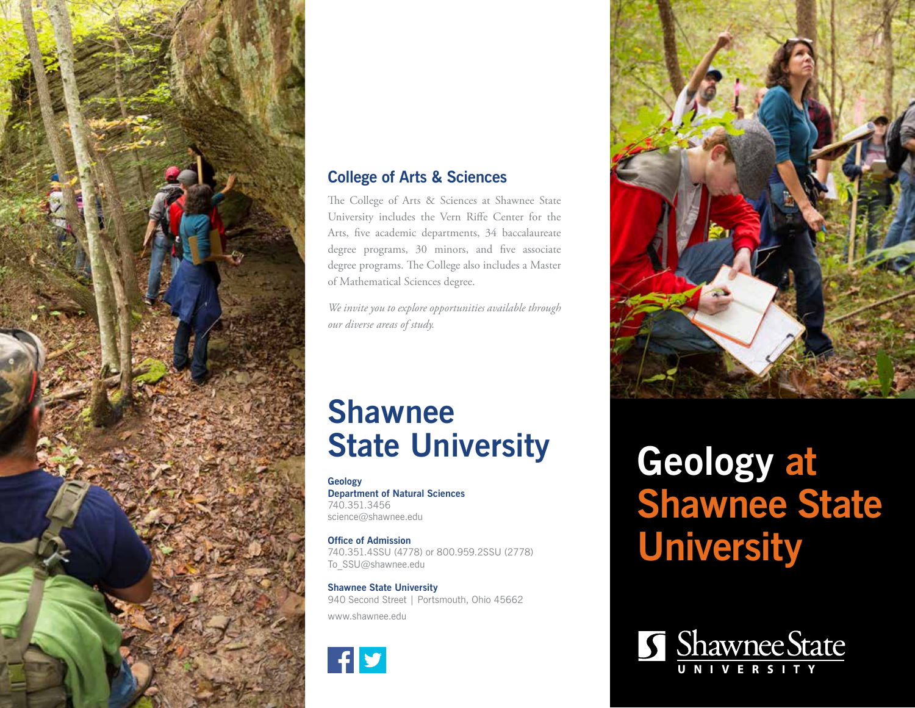## College of Arts & Sciences

The College of Arts & Sciences at Shawnee State University includes the Vern Riffe Center for the Arts, five academic departments, 34 baccalaureate degree programs, 30 minors, and five associate degree programs. The College also includes a Master of Mathematical Sciences degree.

*We invite you to explore opportunities available through our diverse areas of study.*

# Shawnee State University

**Geology**
**Department of Natural Sciences**
740.351.3456
science@shawnee.edu

**Office of Admission**
740.351.4SSU (4778) or 800.959.2SSU (2778)
To_SSU@shawnee.edu

**Shawnee State University**
940 Second Street | Portsmouth, Ohio 45662
www.shawnee.edu

# Geology at Shawnee State University

Shawnee State UNIVERSITY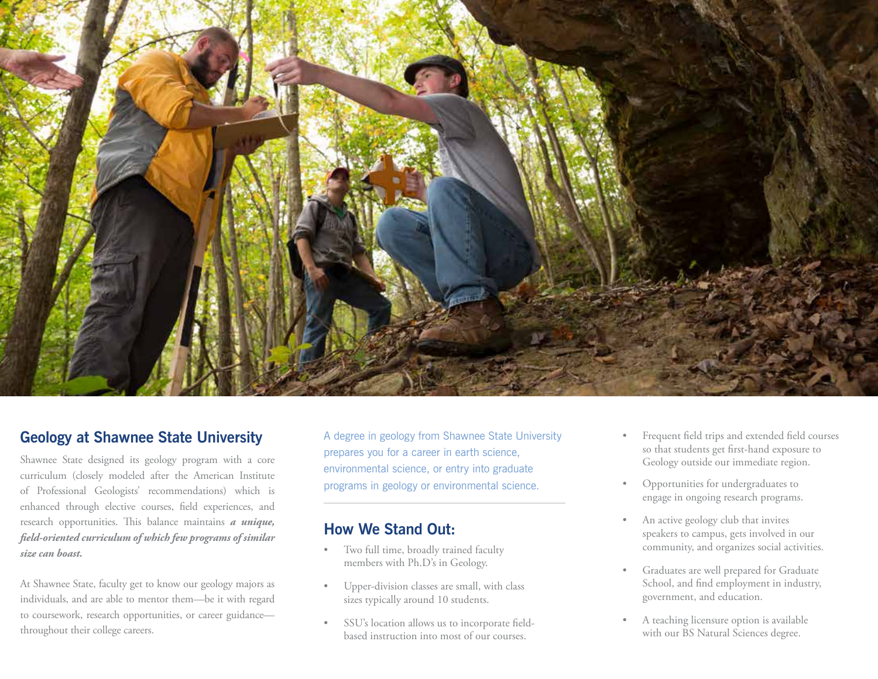## Geology at Shawnee State University

Shawnee State designed its geology program with a core curriculum (closely modeled after the American Institute of Professional Geologists' recommendations) which is enhanced through elective courses, field experiences, and research opportunities. This balance maintains ***a unique, field-oriented curriculum of which few programs of similar size can boast.***

At Shawnee State, faculty get to know our geology majors as individuals, and are able to mentor them—be it with regard to coursework, research opportunities, or career guidance—throughout their college careers.

A degree in geology from Shawnee State University prepares you for a career in earth science, environmental science, or entry into graduate programs in geology or environmental science.

---

## How We Stand Out:

- Two full time, broadly trained faculty members with Ph.D's in Geology.
- Upper-division classes are small, with class sizes typically around 10 students.
- SSU's location allows us to incorporate field-based instruction into most of our courses.
- Frequent field trips and extended field courses so that students get first-hand exposure to Geology outside our immediate region.
- Opportunities for undergraduates to engage in ongoing research programs.
- An active geology club that invites speakers to campus, gets involved in our community, and organizes social activities.
- Graduates are well prepared for Graduate School, and find employment in industry, government, and education.
- A teaching licensure option is available with our BS Natural Sciences degree.